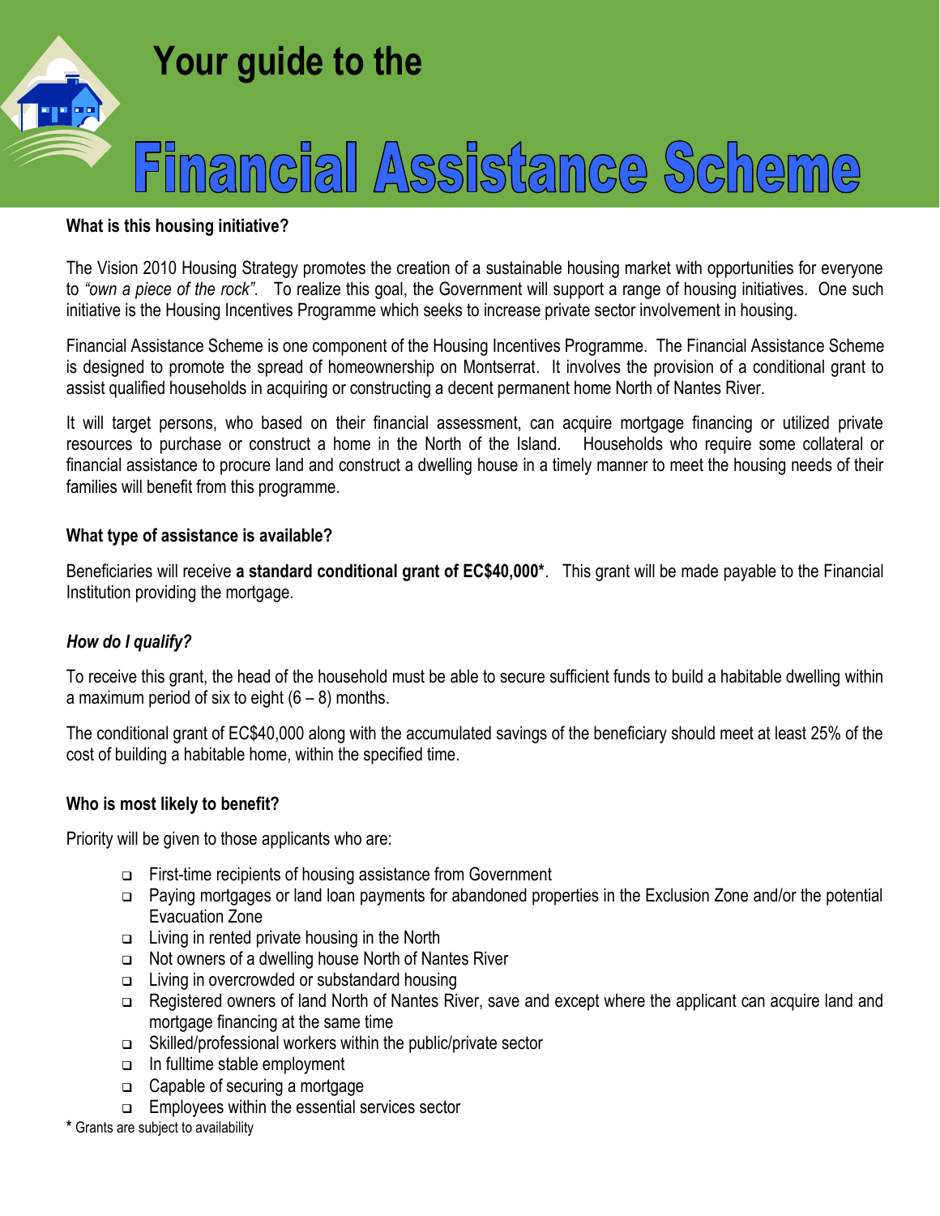# Your guide to the Financial Assistance Scheme

**What is this housing initiative?**

The Vision 2010 Housing Strategy promotes the creation of a sustainable housing market with opportunities for everyone to *"own a piece of the rock"*. To realize this goal, the Government will support a range of housing initiatives. One such initiative is the Housing Incentives Programme which seeks to increase private sector involvement in housing.

Financial Assistance Scheme is one component of the Housing Incentives Programme. The Financial Assistance Scheme is designed to promote the spread of homeownership on Montserrat. It involves the provision of a conditional grant to assist qualified households in acquiring or constructing a decent permanent home North of Nantes River.

It will target persons, who based on their financial assessment, can acquire mortgage financing or utilized private resources to purchase or construct a home in the North of the Island. Households who require some collateral or financial assistance to procure land and construct a dwelling house in a timely manner to meet the housing needs of their families will benefit from this programme.

**What type of assistance is available?**

Beneficiaries will receive **a standard conditional grant of EC$40,000***. This grant will be made payable to the Financial Institution providing the mortgage.

***How do I qualify?***

To receive this grant, the head of the household must be able to secure sufficient funds to build a habitable dwelling within a maximum period of six to eight (6 – 8) months.

The conditional grant of EC$40,000 along with the accumulated savings of the beneficiary should meet at least 25% of the cost of building a habitable home, within the specified time.

**Who is most likely to benefit?**

Priority will be given to those applicants who are:

- First-time recipients of housing assistance from Government
- Paying mortgages or land loan payments for abandoned properties in the Exclusion Zone and/or the potential Evacuation Zone
- Living in rented private housing in the North
- Not owners of a dwelling house North of Nantes River
- Living in overcrowded or substandard housing
- Registered owners of land North of Nantes River, save and except where the applicant can acquire land and mortgage financing at the same time
- Skilled/professional workers within the public/private sector
- In fulltime stable employment
- Capable of securing a mortgage
- Employees within the essential services sector

**\*** Grants are subject to availability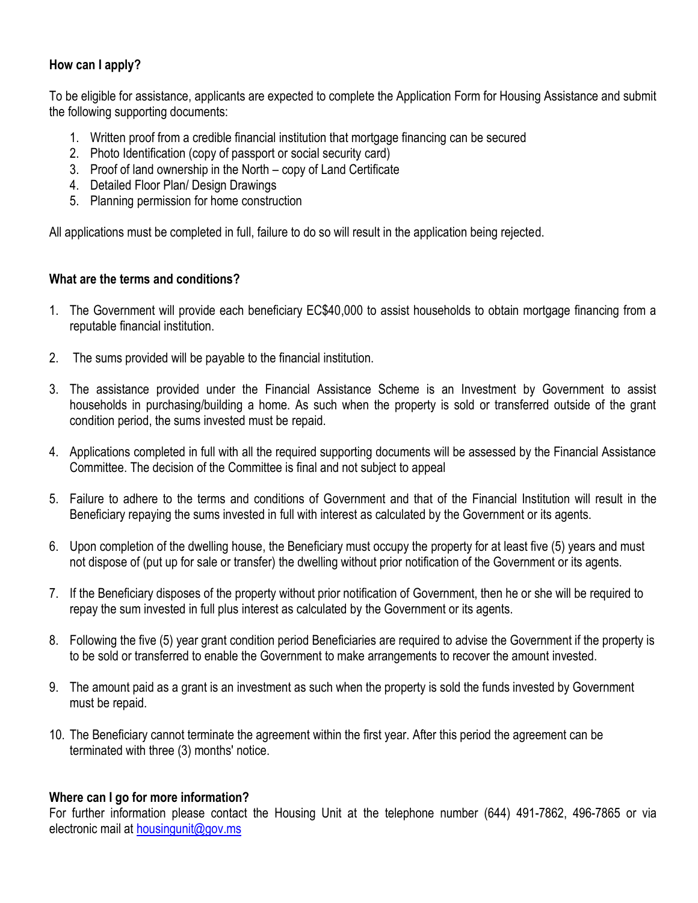**How can I apply?**

To be eligible for assistance, applicants are expected to complete the Application Form for Housing Assistance and submit the following supporting documents:

1. Written proof from a credible financial institution that mortgage financing can be secured
2. Photo Identification (copy of passport or social security card)
3. Proof of land ownership in the North – copy of Land Certificate
4. Detailed Floor Plan/ Design Drawings
5. Planning permission for home construction

All applications must be completed in full, failure to do so will result in the application being rejected.

**What are the terms and conditions?**

1. The Government will provide each beneficiary EC$40,000 to assist households to obtain mortgage financing from a reputable financial institution.
2. The sums provided will be payable to the financial institution.
3. The assistance provided under the Financial Assistance Scheme is an Investment by Government to assist households in purchasing/building a home. As such when the property is sold or transferred outside of the grant condition period, the sums invested must be repaid.
4. Applications completed in full with all the required supporting documents will be assessed by the Financial Assistance Committee. The decision of the Committee is final and not subject to appeal
5. Failure to adhere to the terms and conditions of Government and that of the Financial Institution will result in the Beneficiary repaying the sums invested in full with interest as calculated by the Government or its agents.
6. Upon completion of the dwelling house, the Beneficiary must occupy the property for at least five (5) years and must not dispose of (put up for sale or transfer) the dwelling without prior notification of the Government or its agents.
7. If the Beneficiary disposes of the property without prior notification of Government, then he or she will be required to repay the sum invested in full plus interest as calculated by the Government or its agents.
8. Following the five (5) year grant condition period Beneficiaries are required to advise the Government if the property is to be sold or transferred to enable the Government to make arrangements to recover the amount invested.
9. The amount paid as a grant is an investment as such when the property is sold the funds invested by Government must be repaid.
10. The Beneficiary cannot terminate the agreement within the first year. After this period the agreement can be terminated with three (3) months' notice.

**Where can I go for more information?**

For further information please contact the Housing Unit at the telephone number (644) 491-7862, 496-7865 or via electronic mail at housingunit@gov.ms